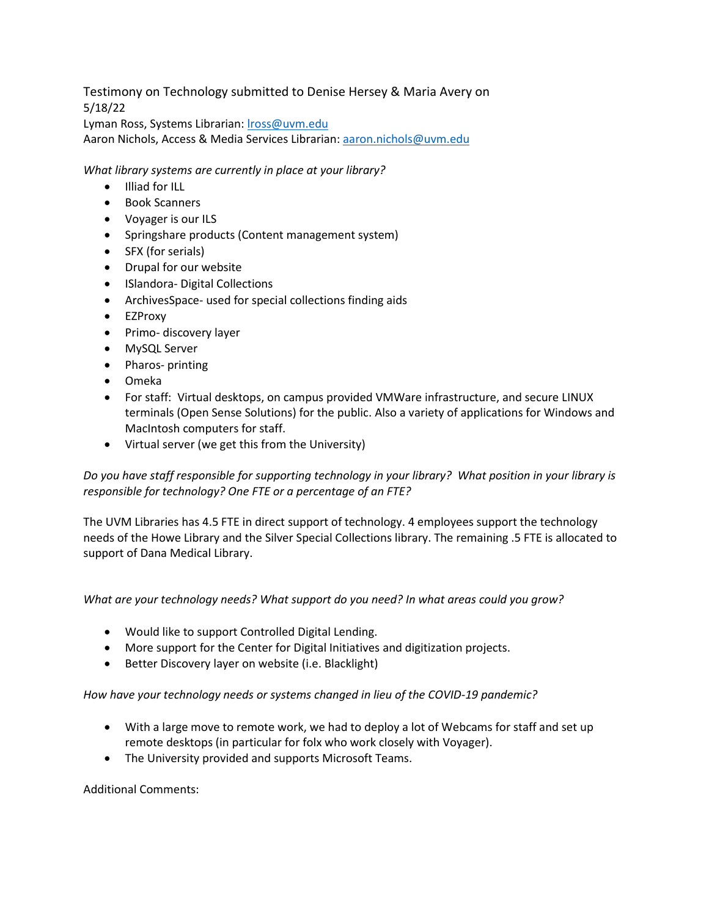Testimony on Technology submitted to Denise Hersey & Maria Avery on 5/18/22

Lyman Ross, Systems Librarian: lross@uvm.edu

Aaron Nichols, Access & Media Services Librarian: aaron.nichols@uvm.edu

*What library systems are currently in place at your library?*

- Illiad for ILL
- Book Scanners
- Voyager is our ILS
- Springshare products (Content management system)
- SFX (for serials)
- Drupal for our website
- ISlandora- Digital Collections
- ArchivesSpace- used for special collections finding aids
- EZProxy
- Primo- discovery layer
- MySQL Server
- Pharos- printing
- Omeka
- For staff: Virtual desktops, on campus provided VMWare infrastructure, and secure LINUX terminals (Open Sense Solutions) for the public. Also a variety of applications for Windows and MacIntosh computers for staff.
- Virtual server (we get this from the University)

*Do you have staff responsible for supporting technology in your library? What position in your library is responsible for technology? One FTE or a percentage of an FTE?*

The UVM Libraries has 4.5 FTE in direct support of technology. 4 employees support the technology needs of the Howe Library and the Silver Special Collections library. The remaining .5 FTE is allocated to support of Dana Medical Library.

*What are your technology needs? What support do you need? In what areas could you grow?*

- Would like to support Controlled Digital Lending.
- More support for the Center for Digital Initiatives and digitization projects.
- Better Discovery layer on website (i.e. Blacklight)

*How have your technology needs or systems changed in lieu of the COVID-19 pandemic?*

- With a large move to remote work, we had to deploy a lot of Webcams for staff and set up remote desktops (in particular for folx who work closely with Voyager).
- The University provided and supports Microsoft Teams.

Additional Comments: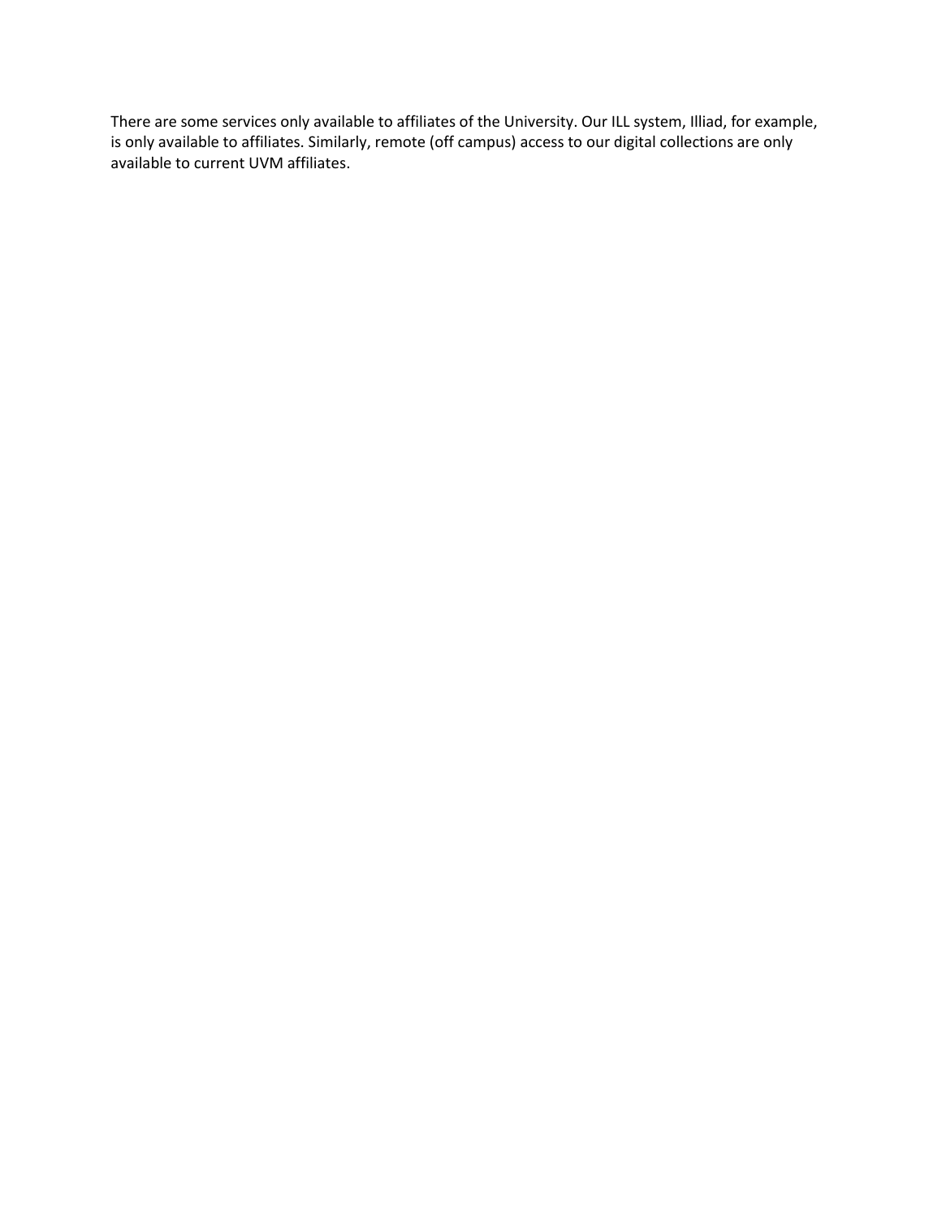There are some services only available to affiliates of the University. Our ILL system, Illiad, for example, is only available to affiliates. Similarly, remote (off campus) access to our digital collections are only available to current UVM affiliates.